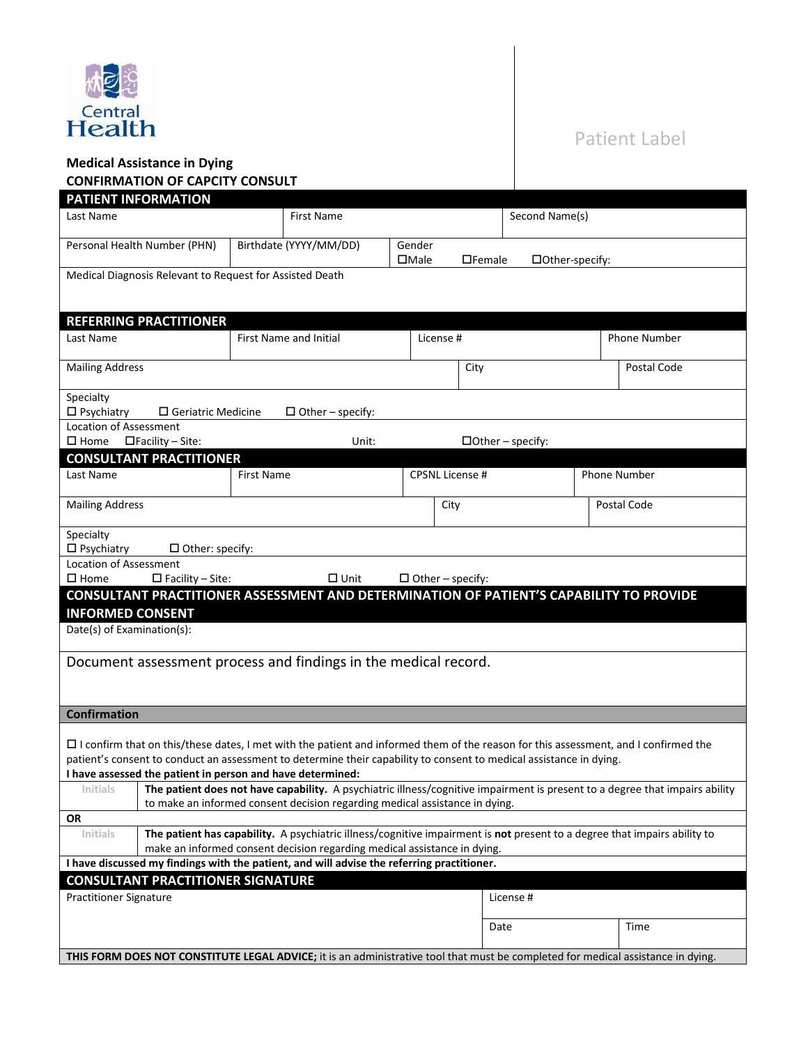Central Health

Patient Label

**Medical Assistance in Dying**

**CONFIRMATION OF CAPCITY CONSULT**

## PATIENT INFORMATION

| Last Name | First Name | Second Name(s) |
|---|---|---|
| | | |

| Personal Health Number (PHN) | Birthdate (YYYY/MM/DD) | Gender ☐Male ☐Female ☐Other-specify: |
|---|---|---|
| | | |

Medical Diagnosis Relevant to Request for Assisted Death

## REFERRING PRACTITIONER

| Last Name | First Name and Initial | License # | Phone Number |
|---|---|---|---|
| | | | |

| Mailing Address | City | Postal Code |
|---|---|---|
| | | |

Specialty
☐ Psychiatry ☐ Geriatric Medicine ☐ Other – specify:

Location of Assessment
☐ Home ☐Facility – Site: Unit: ☐Other – specify:

## CONSULTANT PRACTITIONER

| Last Name | First Name | CPSNL License # | Phone Number |
|---|---|---|---|
| | | | |

| Mailing Address | City | Postal Code |
|---|---|---|
| | | |

Specialty
☐ Psychiatry ☐ Other: specify:

Location of Assessment
☐ Home ☐ Facility – Site: ☐ Unit ☐ Other – specify:

## CONSULTANT PRACTITIONER ASSESSMENT AND DETERMINATION OF PATIENT'S CAPABILITY TO PROVIDE INFORMED CONSENT

Date(s) of Examination(s):

Document assessment process and findings in the medical record.

### Confirmation

☐ I confirm that on this/these dates, I met with the patient and informed them of the reason for this assessment, and I confirmed the patient's consent to conduct an assessment to determine their capability to consent to medical assistance in dying.

**I have assessed the patient in person and have determined:**

| Initials | **The patient does not have capability.** A psychiatric illness/cognitive impairment is present to a degree that impairs ability to make an informed consent decision regarding medical assistance in dying. |
|---|---|

**OR**

| Initials | **The patient has capability.** A psychiatric illness/cognitive impairment is **not** present to a degree that impairs ability to make an informed consent decision regarding medical assistance in dying. |
|---|---|

**I have discussed my findings with the patient, and will advise the referring practitioner.**

## CONSULTANT PRACTITIONER SIGNATURE

| Practitioner Signature | License # | |
|---|---|---|
| | Date | Time |

**THIS FORM DOES NOT CONSTITUTE LEGAL ADVICE;** it is an administrative tool that must be completed for medical assistance in dying.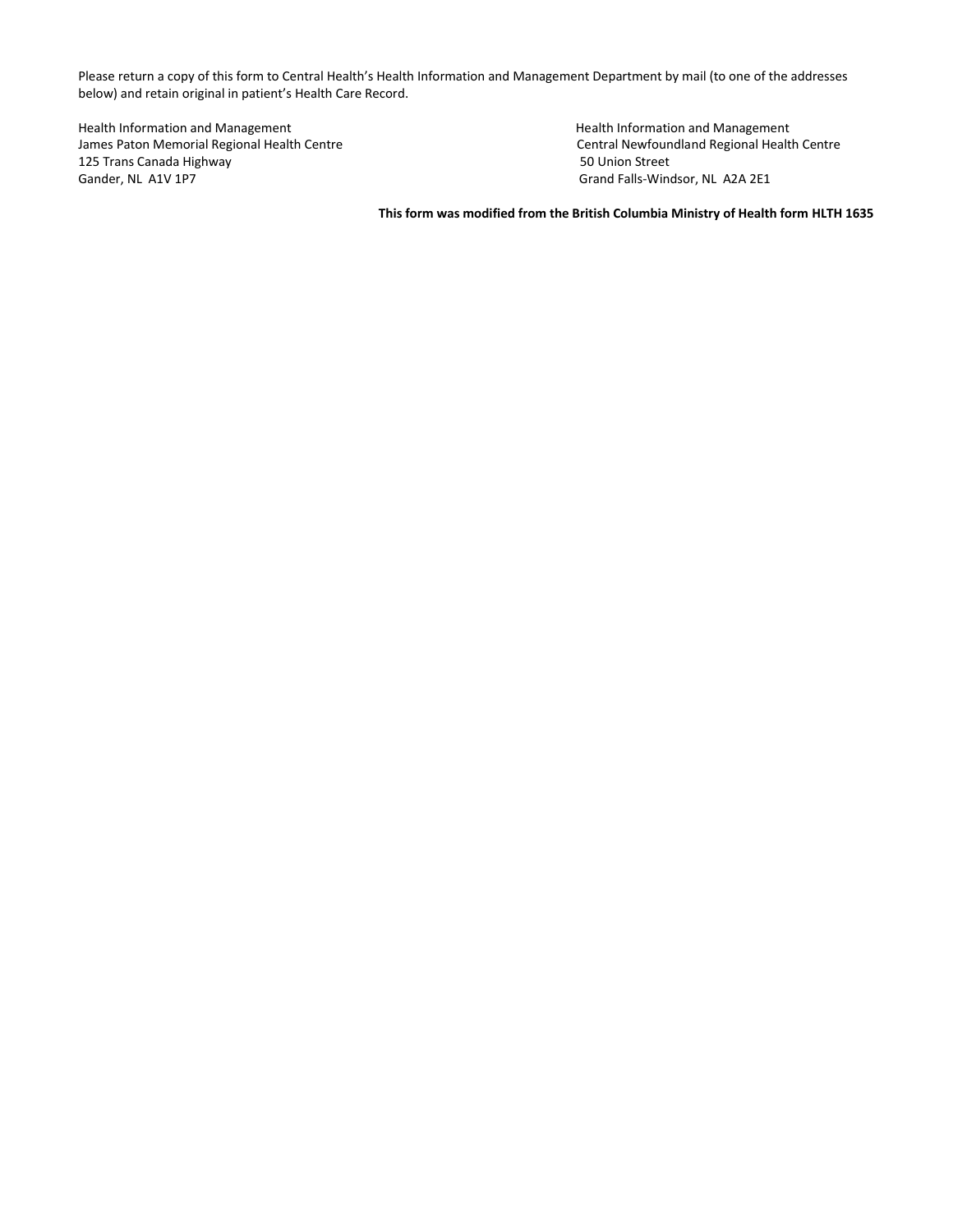Please return a copy of this form to Central Health's Health Information and Management Department by mail (to one of the addresses below) and retain original in patient's Health Care Record.

Health Information and Management
James Paton Memorial Regional Health Centre
125 Trans Canada Highway
Gander, NL A1V 1P7

Health Information and Management
Central Newfoundland Regional Health Centre
50 Union Street
Grand Falls-Windsor, NL A2A 2E1

**This form was modified from the British Columbia Ministry of Health form HLTH 1635**